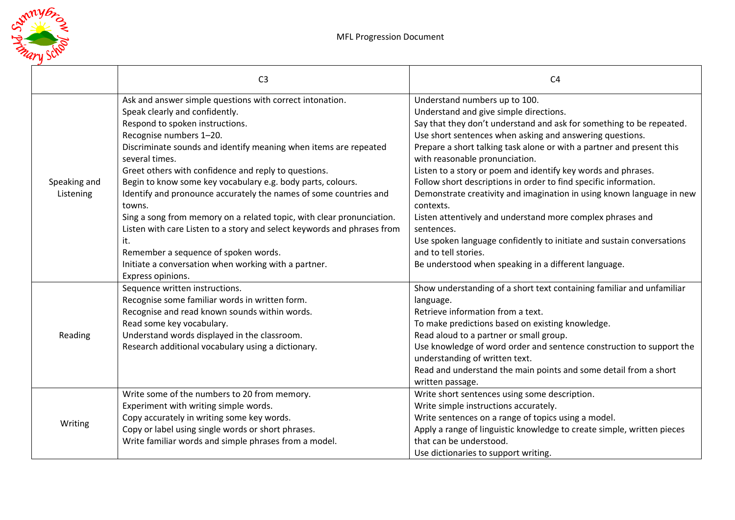# MFL Progression Document

| | C3 | C4 |
|---|---|---|
| Speaking and Listening | Ask and answer simple questions with correct intonation.<br>Speak clearly and confidently.<br>Respond to spoken instructions.<br>Recognise numbers 1–20.<br>Discriminate sounds and identify meaning when items are repeated several times.<br>Greet others with confidence and reply to questions.<br>Begin to know some key vocabulary e.g. body parts, colours.<br>Identify and pronounce accurately the names of some countries and towns.<br>Sing a song from memory on a related topic, with clear pronunciation.<br>Listen with care Listen to a story and select keywords and phrases from it.<br>Remember a sequence of spoken words.<br>Initiate a conversation when working with a partner.<br>Express opinions. | Understand numbers up to 100.<br>Understand and give simple directions.<br>Say that they don't understand and ask for something to be repeated.<br>Use short sentences when asking and answering questions.<br>Prepare a short talking task alone or with a partner and present this with reasonable pronunciation.<br>Listen to a story or poem and identify key words and phrases.<br>Follow short descriptions in order to find specific information.<br>Demonstrate creativity and imagination in using known language in new contexts.<br>Listen attentively and understand more complex phrases and sentences.<br>Use spoken language confidently to initiate and sustain conversations and to tell stories.<br>Be understood when speaking in a different language. |
| Reading | Sequence written instructions.<br>Recognise some familiar words in written form.<br>Recognise and read known sounds within words.<br>Read some key vocabulary.<br>Understand words displayed in the classroom.<br>Research additional vocabulary using a dictionary. | Show understanding of a short text containing familiar and unfamiliar language.<br>Retrieve information from a text.<br>To make predictions based on existing knowledge.<br>Read aloud to a partner or small group.<br>Use knowledge of word order and sentence construction to support the understanding of written text.<br>Read and understand the main points and some detail from a short written passage. |
| Writing | Write some of the numbers to 20 from memory.<br>Experiment with writing simple words.<br>Copy accurately in writing some key words.<br>Copy or label using single words or short phrases.<br>Write familiar words and simple phrases from a model. | Write short sentences using some description.<br>Write simple instructions accurately.<br>Write sentences on a range of topics using a model.<br>Apply a range of linguistic knowledge to create simple, written pieces that can be understood.<br>Use dictionaries to support writing. |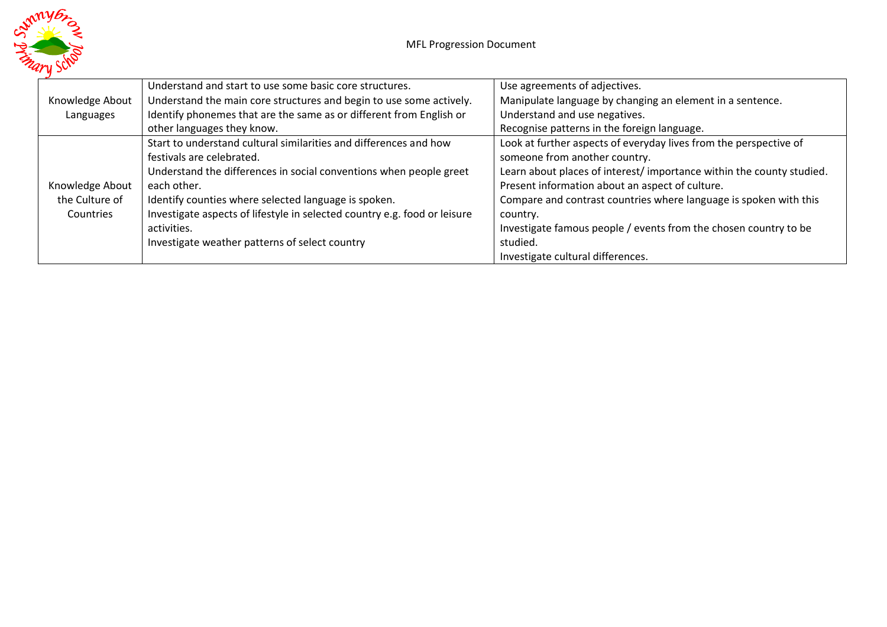MFL Progression Document

| | | |
|---|---|---|
| Knowledge About Languages | Understand and start to use some basic core structures.<br>Understand the main core structures and begin to use some actively.<br>Identify phonemes that are the same as or different from English or other languages they know. | Use agreements of adjectives.<br>Manipulate language by changing an element in a sentence.<br>Understand and use negatives.<br>Recognise patterns in the foreign language. |
| Knowledge About the Culture of Countries | Start to understand cultural similarities and differences and how festivals are celebrated.<br>Understand the differences in social conventions when people greet each other.<br>Identify counties where selected language is spoken.<br>Investigate aspects of lifestyle in selected country e.g. food or leisure activities.<br>Investigate weather patterns of select country | Look at further aspects of everyday lives from the perspective of someone from another country.<br>Learn about places of interest/ importance within the county studied.<br>Present information about an aspect of culture.<br>Compare and contrast countries where language is spoken with this country.<br>Investigate famous people / events from the chosen country to be studied.<br>Investigate cultural differences. |